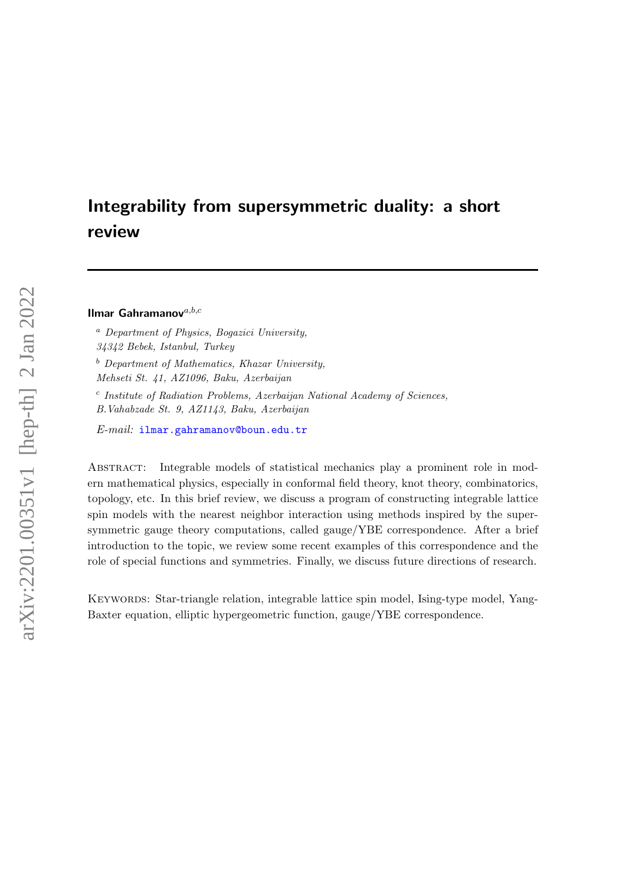# Integrability from supersymmetric duality: a short review

**Ilmar Gahramanov**[a,b,c]

[a] *Department of Physics, Bogazici University, 34342 Bebek, Istanbul, Turkey*

[b] *Department of Mathematics, Khazar University, Mehseti St. 41, AZ1096, Baku, Azerbaijan*

[c] *Institute of Radiation Problems, Azerbaijan National Academy of Sciences, B.Vahabzade St. 9, AZ1143, Baku, Azerbaijan*

*E-mail:* ilmar.gahramanov@boun.edu.tr

Abstract: Integrable models of statistical mechanics play a prominent role in modern mathematical physics, especially in conformal field theory, knot theory, combinatorics, topology, etc. In this brief review, we discuss a program of constructing integrable lattice spin models with the nearest neighbor interaction using methods inspired by the supersymmetric gauge theory computations, called gauge/YBE correspondence. After a brief introduction to the topic, we review some recent examples of this correspondence and the role of special functions and symmetries. Finally, we discuss future directions of research.

Keywords: Star-triangle relation, integrable lattice spin model, Ising-type model, Yang-Baxter equation, elliptic hypergeometric function, gauge/YBE correspondence.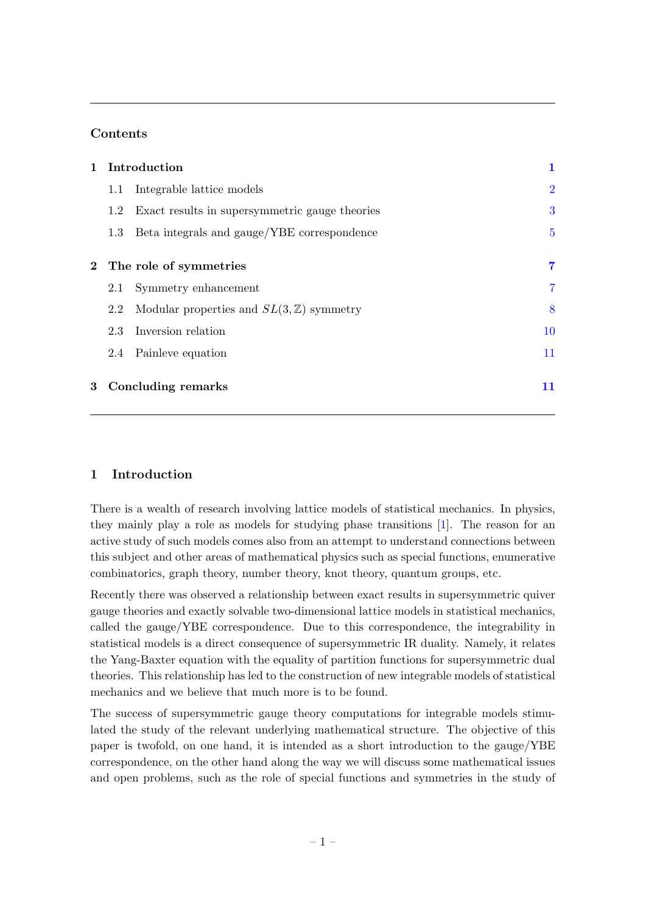## Contents

| | | |
|---|---|---|
| **1** | **Introduction** | **1** |
| | 1.1 Integrable lattice models | 2 |
| | 1.2 Exact results in supersymmetric gauge theories | 3 |
| | 1.3 Beta integrals and gauge/YBE correspondence | 5 |
| **2** | **The role of symmetries** | **7** |
| | 2.1 Symmetry enhancement | 7 |
| | 2.2 Modular properties and $SL(3,\mathbb{Z})$ symmetry | 8 |
| | 2.3 Inversion relation | 10 |
| | 2.4 Painleve equation | 11 |
| **3** | **Concluding remarks** | **11** |

## 1 Introduction

There is a wealth of research involving lattice models of statistical mechanics. In physics, they mainly play a role as models for studying phase transitions [1]. The reason for an active study of such models comes also from an attempt to understand connections between this subject and other areas of mathematical physics such as special functions, enumerative combinatorics, graph theory, number theory, knot theory, quantum groups, etc.

Recently there was observed a relationship between exact results in supersymmetric quiver gauge theories and exactly solvable two-dimensional lattice models in statistical mechanics, called the gauge/YBE correspondence. Due to this correspondence, the integrability in statistical models is a direct consequence of supersymmetric IR duality. Namely, it relates the Yang-Baxter equation with the equality of partition functions for supersymmetric dual theories. This relationship has led to the construction of new integrable models of statistical mechanics and we believe that much more is to be found.

The success of supersymmetric gauge theory computations for integrable models stimulated the study of the relevant underlying mathematical structure. The objective of this paper is twofold, on one hand, it is intended as a short introduction to the gauge/YBE correspondence, on the other hand along the way we will discuss some mathematical issues and open problems, such as the role of special functions and symmetries in the study of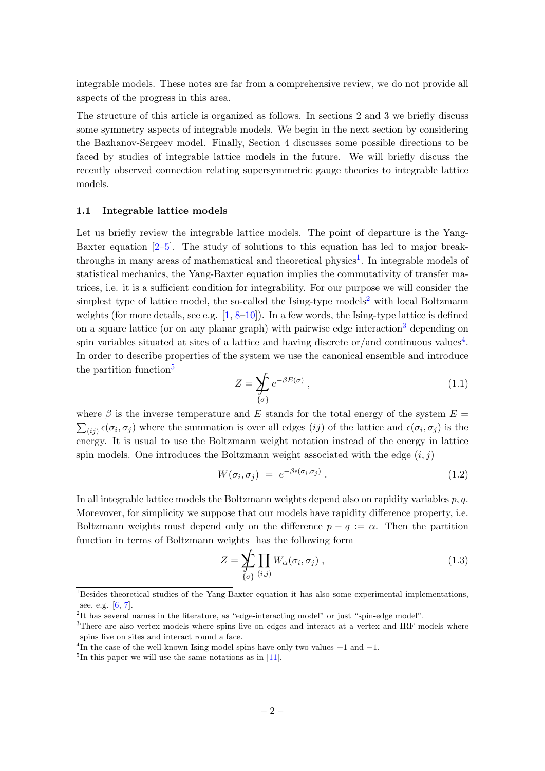integrable models. These notes are far from a comprehensive review, we do not provide all aspects of the progress in this area.

The structure of this article is organized as follows. In sections 2 and 3 we briefly discuss some symmetry aspects of integrable models. We begin in the next section by considering the Bazhanov-Sergeev model. Finally, Section 4 discusses some possible directions to be faced by studies of integrable lattice models in the future. We will briefly discuss the recently observed connection relating supersymmetric gauge theories to integrable lattice models.

### 1.1 Integrable lattice models

Let us briefly review the integrable lattice models. The point of departure is the Yang-Baxter equation [2–5]. The study of solutions to this equation has led to major breakthroughs in many areas of mathematical and theoretical physics[1]. In integrable models of statistical mechanics, the Yang-Baxter equation implies the commutativity of transfer matrices, i.e. it is a sufficient condition for integrability. For our purpose we will consider the simplest type of lattice model, the so-called the Ising-type models[2] with local Boltzmann weights (for more details, see e.g. [1, 8–10]). In a few words, the Ising-type lattice is defined on a square lattice (or on any planar graph) with pairwise edge interaction[3] depending on spin variables situated at sites of a lattice and having discrete or/and continuous values[4]. In order to describe properties of the system we use the canonical ensemble and introduce the partition function[5]

$$Z = \sum\!\!\!\!\!\!\int_{\{\sigma\}} e^{-\beta E(\sigma)} \ , \tag{1.1}$$

where $\beta$ is the inverse temperature and $E$ stands for the total energy of the system $E = \sum_{(ij)} \epsilon(\sigma_i, \sigma_j)$ where the summation is over all edges $(ij)$ of the lattice and $\epsilon(\sigma_i, \sigma_j)$ is the energy. It is usual to use the Boltzmann weight notation instead of the energy in lattice spin models. One introduces the Boltzmann weight associated with the edge $(i, j)$

$$W(\sigma_i, \sigma_j) \ = \ e^{-\beta\epsilon(\sigma_i,\sigma_j)} \ . \tag{1.2}$$

In all integrable lattice models the Boltzmann weights depend also on rapidity variables $p, q$. Moreover, for simplicity we suppose that our models have rapidity difference property, i.e. Boltzmann weights must depend only on the difference $p - q := \alpha$. Then the partition function in terms of Boltzmann weights has the following form

$$Z = \sum\!\!\!\!\!\!\int_{\{\sigma\}} \prod_{(i,j)} W_\alpha(\sigma_i, \sigma_j) \ , \tag{1.3}$$

[1] Besides theoretical studies of the Yang-Baxter equation it has also some experimental implementations, see, e.g. [6, 7].

[2] It has several names in the literature, as "edge-interacting model" or just "spin-edge model".

[3] There are also vertex models where spins live on edges and interact at a vertex and IRF models where spins live on sites and interact round a face.

[4] In the case of the well-known Ising model spins have only two values $+1$ and $-1$.

[5] In this paper we will use the same notations as in [11].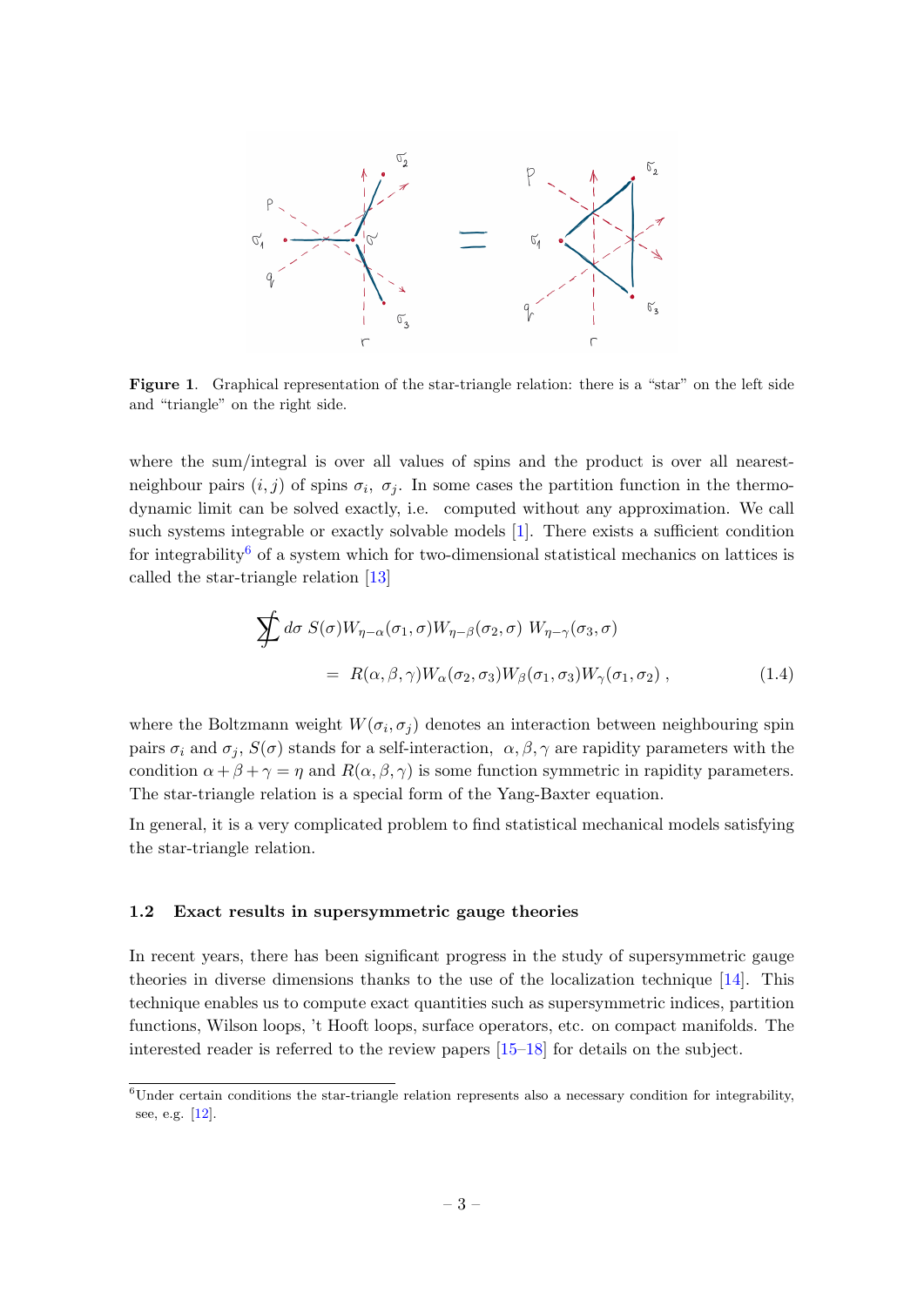**Figure 1**. Graphical representation of the star-triangle relation: there is a "star" on the left side and "triangle" on the right side.

where the sum/integral is over all values of spins and the product is over all nearest-neighbour pairs $(i, j)$ of spins $\sigma_i$, $\sigma_j$. In some cases the partition function in the thermodynamic limit can be solved exactly, i.e. computed without any approximation. We call such systems integrable or exactly solvable models [1]. There exists a sufficient condition for integrability[6] of a system which for two-dimensional statistical mechanics on lattices is called the star-triangle relation [13]

$$
\begin{aligned}
\sum\!\!\!\!\!\!\int d\sigma\; S(\sigma) W_{\eta-\alpha}(\sigma_1,\sigma) W_{\eta-\beta}(\sigma_2,\sigma)\; W_{\eta-\gamma}(\sigma_3,\sigma) \\
= R(\alpha,\beta,\gamma) W_\alpha(\sigma_2,\sigma_3) W_\beta(\sigma_1,\sigma_3) W_\gamma(\sigma_1,\sigma_2)\,, \qquad (1.4)
\end{aligned}
$$

where the Boltzmann weight $W(\sigma_i, \sigma_j)$ denotes an interaction between neighbouring spin pairs $\sigma_i$ and $\sigma_j$, $S(\sigma)$ stands for a self-interaction, $\alpha, \beta, \gamma$ are rapidity parameters with the condition $\alpha + \beta + \gamma = \eta$ and $R(\alpha, \beta, \gamma)$ is some function symmetric in rapidity parameters. The star-triangle relation is a special form of the Yang-Baxter equation.

In general, it is a very complicated problem to find statistical mechanical models satisfying the star-triangle relation.

### 1.2 Exact results in supersymmetric gauge theories

In recent years, there has been significant progress in the study of supersymmetric gauge theories in diverse dimensions thanks to the use of the localization technique [14]. This technique enables us to compute exact quantities such as supersymmetric indices, partition functions, Wilson loops, 't Hooft loops, surface operators, etc. on compact manifolds. The interested reader is referred to the review papers [15–18] for details on the subject.

[6] Under certain conditions the star-triangle relation represents also a necessary condition for integrability, see, e.g. [12].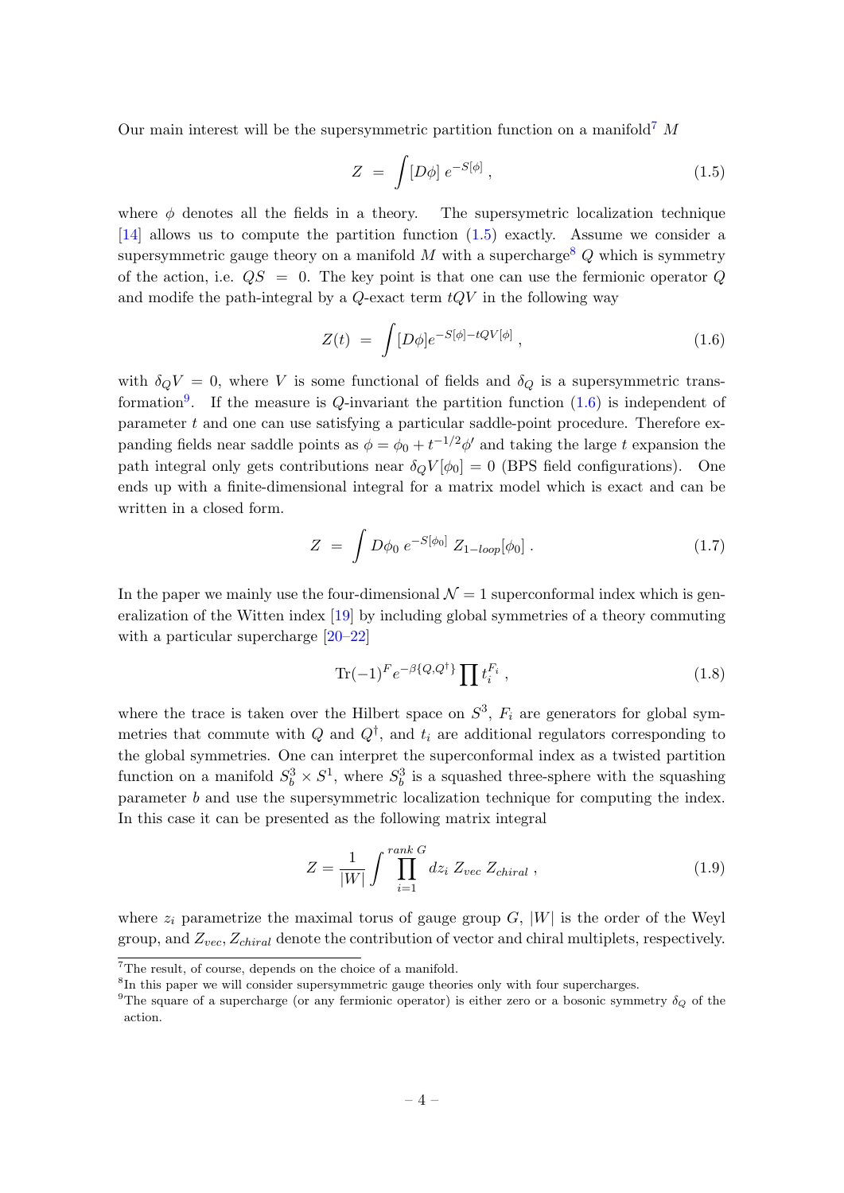Our main interest will be the supersymmetric partition function on a manifold[7] $M$

$$Z \ = \ \int [D\phi] \ e^{-S[\phi]} \ , \tag{1.5}$$

where $\phi$ denotes all the fields in a theory. The supersymmetric localization technique [14] allows us to compute the partition function (1.5) exactly. Assume we consider a supersymmetric gauge theory on a manifold $M$ with a supercharge[8] $Q$ which is symmetry of the action, i.e. $QS \ = \ 0$. The key point is that one can use the fermionic operator $Q$ and modife the path-integral by a $Q$-exact term $tQV$ in the following way

$$Z(t) \ = \ \int [D\phi] e^{-S[\phi] - tQV[\phi]} \ , \tag{1.6}$$

with $\delta_Q V \ = \ 0$, where $V$ is some functional of fields and $\delta_Q$ is a supersymmetric transformation[9]. If the measure is $Q$-invariant the partition function (1.6) is independent of parameter $t$ and one can use satisfying a particular saddle-point procedure. Therefore expanding fields near saddle points as $\phi = \phi_0 + t^{-1/2}\phi'$ and taking the large $t$ expansion the path integral only gets contributions near $\delta_Q V[\phi_0] = 0$ (BPS field configurations). One ends up with a finite-dimensional integral for a matrix model which is exact and can be written in a closed form.

$$Z \ = \ \int D\phi_0 \ e^{-S[\phi_0]} \ Z_{1-loop}[\phi_0] \ . \tag{1.7}$$

In the paper we mainly use the four-dimensional $\mathcal{N}=1$ superconformal index which is generalization of the Witten index [19] by including global symmetries of a theory commuting with a particular supercharge [20–22]

$$\mathrm{Tr}(-1)^F e^{-\beta\{Q,Q^\dagger\}} \prod t_i^{F_i} \ , \tag{1.8}$$

where the trace is taken over the Hilbert space on $S^3$, $F_i$ are generators for global symmetries that commute with $Q$ and $Q^\dagger$, and $t_i$ are additional regulators corresponding to the global symmetries. One can interpret the superconformal index as a twisted partition function on a manifold $S_b^3 \times S^1$, where $S_b^3$ is a squashed three-sphere with the squashing parameter $b$ and use the supersymmetric localization technique for computing the index. In this case it can be presented as the following matrix integral

$$Z = \frac{1}{|W|} \int \prod_{i=1}^{rank \ G} dz_i \ Z_{vec} \ Z_{chiral} \ , \tag{1.9}$$

where $z_i$ parametrize the maximal torus of gauge group $G$, $|W|$ is the order of the Weyl group, and $Z_{vec}$, $Z_{chiral}$ denote the contribution of vector and chiral multiplets, respectively.

---

[7] The result, of course, depends on the choice of a manifold.

[8] In this paper we will consider supersymmetric gauge theories only with four supercharges.

[9] The square of a supercharge (or any fermionic operator) is either zero or a bosonic symmetry $\delta_Q$ of the action.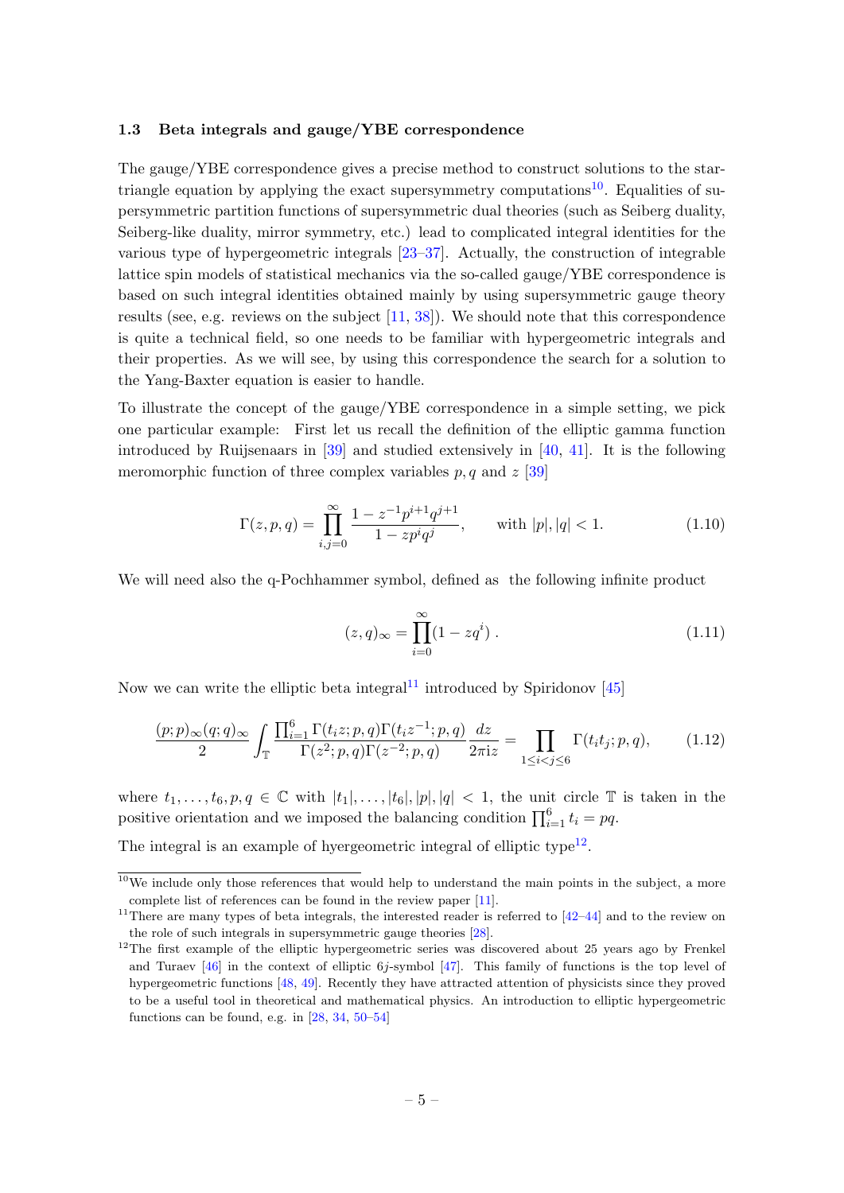### 1.3 Beta integrals and gauge/YBE correspondence

The gauge/YBE correspondence gives a precise method to construct solutions to the star-triangle equation by applying the exact supersymmetry computations[10]. Equalities of supersymmetric partition functions of supersymmetric dual theories (such as Seiberg duality, Seiberg-like duality, mirror symmetry, etc.) lead to complicated integral identities for the various type of hypergeometric integrals [23–37]. Actually, the construction of integrable lattice spin models of statistical mechanics via the so-called gauge/YBE correspondence is based on such integral identities obtained mainly by using supersymmetric gauge theory results (see, e.g. reviews on the subject [11, 38]). We should note that this correspondence is quite a technical field, so one needs to be familiar with hypergeometric integrals and their properties. As we will see, by using this correspondence the search for a solution to the Yang-Baxter equation is easier to handle.

To illustrate the concept of the gauge/YBE correspondence in a simple setting, we pick one particular example: First let us recall the definition of the elliptic gamma function introduced by Ruijsenaars in [39] and studied extensively in [40, 41]. It is the following meromorphic function of three complex variables $p, q$ and $z$ [39]

$$\Gamma(z, p, q) = \prod_{i,j=0}^{\infty} \frac{1 - z^{-1} p^{i+1} q^{j+1}}{1 - z p^i q^j}, \qquad \text{with } |p|, |q| < 1. \tag{1.10}$$

We will need also the q-Pochhammer symbol, defined as the following infinite product

$$(z, q)_\infty = \prod_{i=0}^{\infty} (1 - z q^i) \,. \tag{1.11}$$

Now we can write the elliptic beta integral[11] introduced by Spiridonov [45]

$$\frac{(p;p)_\infty (q;q)_\infty}{2} \int_{\mathbb{T}} \frac{\prod_{i=1}^{6} \Gamma(t_i z; p, q) \Gamma(t_i z^{-1}; p, q)}{\Gamma(z^2; p, q) \Gamma(z^{-2}; p, q)} \frac{dz}{2\pi \mathrm{i} z} = \prod_{1 \le i < j \le 6} \Gamma(t_i t_j; p, q), \tag{1.12}$$

where $t_1, \ldots, t_6, p, q \in \mathbb{C}$ with $|t_1|, \ldots, |t_6|, |p|, |q| < 1$, the unit circle $\mathbb{T}$ is taken in the positive orientation and we imposed the balancing condition $\prod_{i=1}^{6} t_i = pq$.

The integral is an example of hyergeometric integral of elliptic type[12].

---

[10] We include only those references that would help to understand the main points in the subject, a more complete list of references can be found in the review paper [11].

[11] There are many types of beta integrals, the interested reader is referred to [42–44] and to the review on the role of such integrals in supersymmetric gauge theories [28].

[12] The first example of the elliptic hypergeometric series was discovered about 25 years ago by Frenkel and Turaev [46] in the context of elliptic $6j$-symbol [47]. This family of functions is the top level of hypergeometric functions [48, 49]. Recently they have attracted attention of physicists since they proved to be a useful tool in theoretical and mathematical physics. An introduction to elliptic hypergeometric functions can be found, e.g. in [28, 34, 50–54]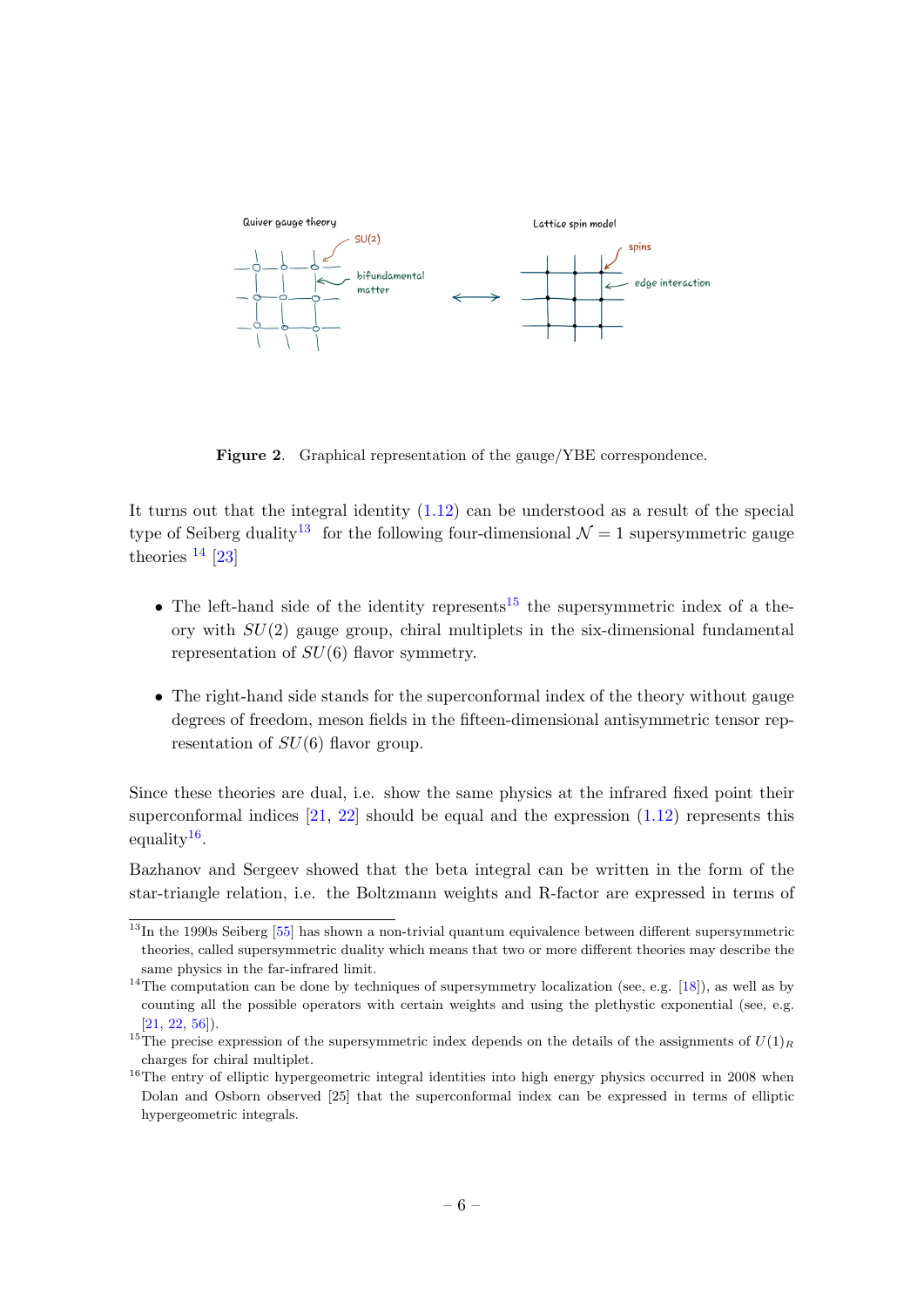**Figure 2**. Graphical representation of the gauge/YBE correspondence.

It turns out that the integral identity (1.12) can be understood as a result of the special type of Seiberg duality[13] for the following four-dimensional $\mathcal{N}=1$ supersymmetric gauge theories [14] [23]

- The left-hand side of the identity represents[15] the supersymmetric index of a theory with $SU(2)$ gauge group, chiral multiplets in the six-dimensional fundamental representation of $SU(6)$ flavor symmetry.
- The right-hand side stands for the superconformal index of the theory without gauge degrees of freedom, meson fields in the fifteen-dimensional antisymmetric tensor representation of $SU(6)$ flavor group.

Since these theories are dual, i.e. show the same physics at the infrared fixed point their superconformal indices [21, 22] should be equal and the expression (1.12) represents this equality[16].

Bazhanov and Sergeev showed that the beta integral can be written in the form of the star-triangle relation, i.e. the Boltzmann weights and R-factor are expressed in terms of

---

[13] In the 1990s Seiberg [55] has shown a non-trivial quantum equivalence between different supersymmetric theories, called supersymmetric duality which means that two or more different theories may describe the same physics in the far-infrared limit.

[14] The computation can be done by techniques of supersymmetry localization (see, e.g. [18]), as well as by counting all the possible operators with certain weights and using the plethystic exponential (see, e.g. [21, 22, 56]).

[15] The precise expression of the supersymmetric index depends on the details of the assignments of $U(1)_R$ charges for chiral multiplet.

[16] The entry of elliptic hypergeometric integral identities into high energy physics occurred in 2008 when Dolan and Osborn observed [25] that the superconformal index can be expressed in terms of elliptic hypergeometric integrals.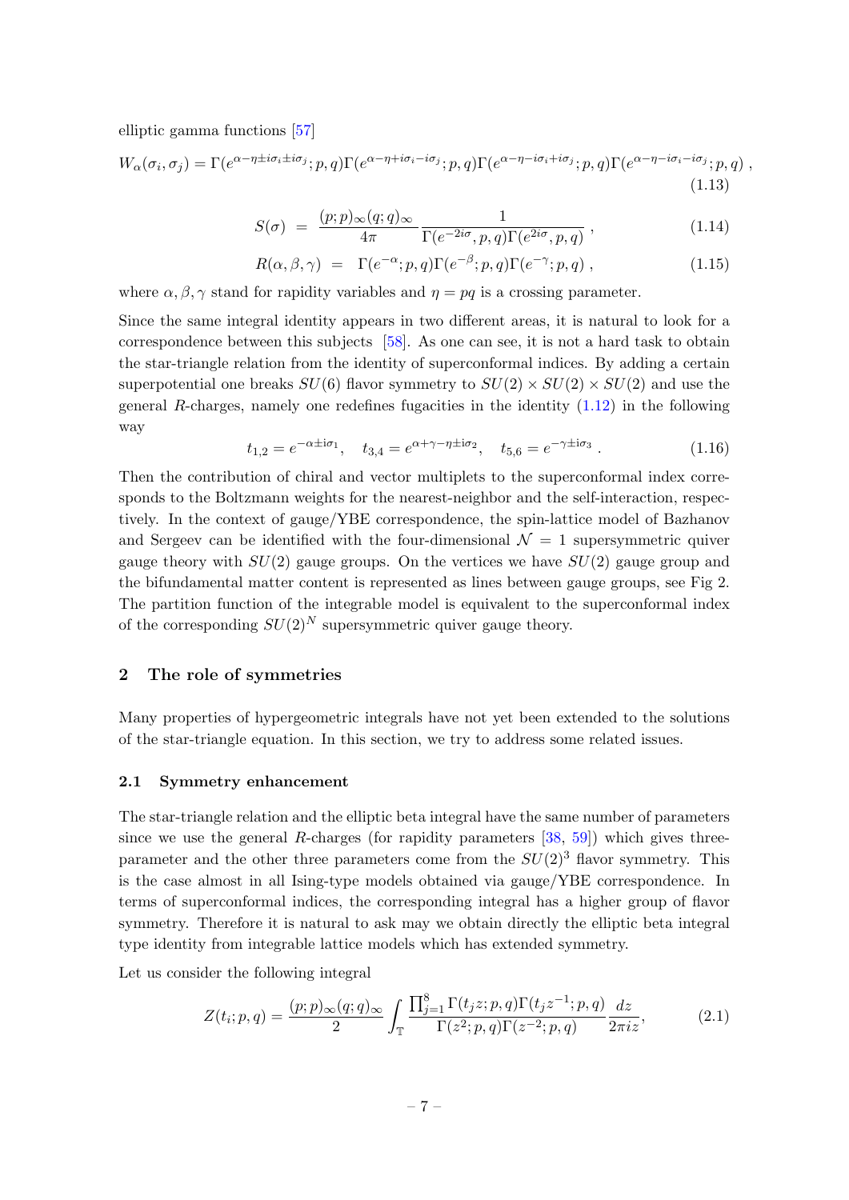elliptic gamma functions [57]

$$W_\alpha(\sigma_i,\sigma_j)=\Gamma(e^{\alpha-\eta\pm i\sigma_i\pm i\sigma_j};p,q)\Gamma(e^{\alpha-\eta+i\sigma_i-i\sigma_j};p,q)\Gamma(e^{\alpha-\eta-i\sigma_i+i\sigma_j};p,q)\Gamma(e^{\alpha-\eta-i\sigma_i-i\sigma_j};p,q)\;, \tag{1.13}$$

$$S(\sigma) \;=\; \frac{(p;p)_\infty(q;q)_\infty}{4\pi}\frac{1}{\Gamma(e^{-2i\sigma},p,q)\Gamma(e^{2i\sigma},p,q)}\;, \tag{1.14}$$

$$R(\alpha,\beta,\gamma) \;=\; \Gamma(e^{-\alpha};p,q)\Gamma(e^{-\beta};p,q)\Gamma(e^{-\gamma};p,q)\;, \tag{1.15}$$

where $\alpha,\beta,\gamma$ stand for rapidity variables and $\eta=pq$ is a crossing parameter.

Since the same integral identity appears in two different areas, it is natural to look for a correspondence between this subjects [58]. As one can see, it is not a hard task to obtain the star-triangle relation from the identity of superconformal indices. By adding a certain superpotential one breaks $SU(6)$ flavor symmetry to $SU(2)\times SU(2)\times SU(2)$ and use the general $R$-charges, namely one redefines fugacities in the identity (1.12) in the following way

$$t_{1,2}=e^{-\alpha\pm i\sigma_1},\quad t_{3,4}=e^{\alpha+\gamma-\eta\pm i\sigma_2},\quad t_{5,6}=e^{-\gamma\pm i\sigma_3}\;. \tag{1.16}$$

Then the contribution of chiral and vector multiplets to the superconformal index corresponds to the Boltzmann weights for the nearest-neighbor and the self-interaction, respectively. In the context of gauge/YBE correspondence, the spin-lattice model of Bazhanov and Sergeev can be identified with the four-dimensional $\mathcal{N}=1$ supersymmetric quiver gauge theory with $SU(2)$ gauge groups. On the vertices we have $SU(2)$ gauge group and the bifundamental matter content is represented as lines between gauge groups, see Fig 2. The partition function of the integrable model is equivalent to the superconformal index of the corresponding $SU(2)^N$ supersymmetric quiver gauge theory.

## 2 The role of symmetries

Many properties of hypergeometric integrals have not yet been extended to the solutions of the star-triangle equation. In this section, we try to address some related issues.

### 2.1 Symmetry enhancement

The star-triangle relation and the elliptic beta integral have the same number of parameters since we use the general $R$-charges (for rapidity parameters [38, 59]) which gives three-parameter and the other three parameters come from the $SU(2)^3$ flavor symmetry. This is the case almost in all Ising-type models obtained via gauge/YBE correspondence. In terms of superconformal indices, the corresponding integral has a higher group of flavor symmetry. Therefore it is natural to ask may we obtain directly the elliptic beta integral type identity from integrable lattice models which has extended symmetry.

Let us consider the following integral

$$Z(t_i;p,q)=\frac{(p;p)_\infty(q;q)_\infty}{2}\int_{\mathbb{T}}\frac{\prod_{j=1}^{8}\Gamma(t_jz;p,q)\Gamma(t_jz^{-1};p,q)}{\Gamma(z^2;p,q)\Gamma(z^{-2};p,q)}\frac{dz}{2\pi iz}, \tag{2.1}$$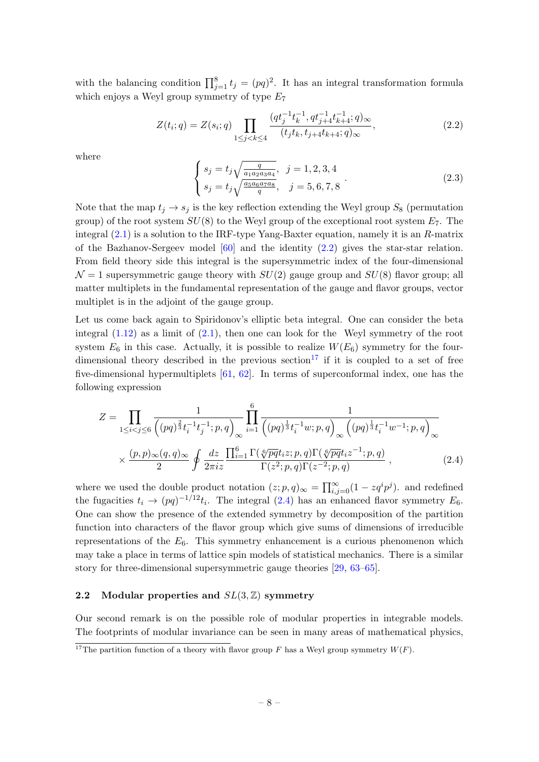with the balancing condition $\prod_{j=1}^{8} t_j = (pq)^2$. It has an integral transformation formula which enjoys a Weyl group symmetry of type $E_7$

$$Z(t_i;q) = Z(s_i;q) \prod_{1\le j<k\le 4} \frac{(qt_j^{-1}t_k^{-1}, qt_{j+4}^{-1}t_{k+4}^{-1};q)_\infty}{(t_jt_k, t_{j+4}t_{k+4};q)_\infty}, \tag{2.2}$$

where

$$\begin{cases} s_j = t_j\sqrt{\frac{q}{a_1a_2a_3a_4}}, & j=1,2,3,4 \\ s_j = t_j\sqrt{\frac{a_5a_6a_7a_8}{q}}, & j=5,6,7,8 \end{cases}. \tag{2.3}$$

Note that the map $t_j \to s_j$ is the key reflection extending the Weyl group $S_8$ (permutation group) of the root system $SU(8)$ to the Weyl group of the exceptional root system $E_7$. The integral (2.1) is a solution to the IRF-type Yang-Baxter equation, namely it is an $R$-matrix of the Bazhanov-Sergeev model [60] and the identity (2.2) gives the star-star relation. From field theory side this integral is the supersymmetric index of the four-dimensional $\mathcal{N}=1$ supersymmetric gauge theory with $SU(2)$ gauge group and $SU(8)$ flavor group; all matter multiplets in the fundamental representation of the gauge and flavor groups, vector multiplet is in the adjoint of the gauge group.

Let us come back again to Spiridonov's elliptic beta integral. One can consider the beta integral (1.12) as a limit of (2.1), then one can look for the Weyl symmetry of the root system $E_6$ in this case. Actually, it is possible to realize $W(E_6)$ symmetry for the four-dimensional theory described in the previous section[17] if it is coupled to a set of free five-dimensional hypermultiplets [61, 62]. In terms of superconformal index, one has the following expression

$$\begin{aligned} Z = &\prod_{1\le i<j\le 6} \frac{1}{\left((pq)^{\frac{2}{3}}t_i^{-1}t_j^{-1};p,q\right)_\infty} \prod_{i=1}^{6} \frac{1}{\left((pq)^{\frac{1}{3}}t_i^{-1}w;p,q\right)_\infty \left((pq)^{\frac{1}{3}}t_i^{-1}w^{-1};p,q\right)_\infty} \\ &\times \frac{(p,p)_\infty (q,q)_\infty}{2} \oint \frac{dz}{2\pi i z} \frac{\prod_{i=1}^{6}\Gamma(\sqrt[6]{pq}t_iz;p,q)\Gamma(\sqrt[6]{pq}t_iz^{-1};p,q)}{\Gamma(z^2;p,q)\Gamma(z^{-2};p,q)}, \end{aligned} \tag{2.4}$$

where we used the double product notation $(z;p,q)_\infty = \prod_{i,j=0}^{\infty}(1-zq^ip^j)$. and redefined the fugacities $t_i \to (pq)^{-1/12}t_i$. The integral (2.4) has an enhanced flavor symmetry $E_6$. One can show the presence of the extended symmetry by decomposition of the partition function into characters of the flavor group which give sums of dimensions of irreducible representations of the $E_6$. This symmetry enhancement is a curious phenomenon which may take a place in terms of lattice spin models of statistical mechanics. There is a similar story for three-dimensional supersymmetric gauge theories [29, 63–65].

### 2.2 Modular properties and $SL(3,\mathbb{Z})$ symmetry

Our second remark is on the possible role of modular properties in integrable models. The footprints of modular invariance can be seen in many areas of mathematical physics,

[17] The partition function of a theory with flavor group $F$ has a Weyl group symmetry $W(F)$.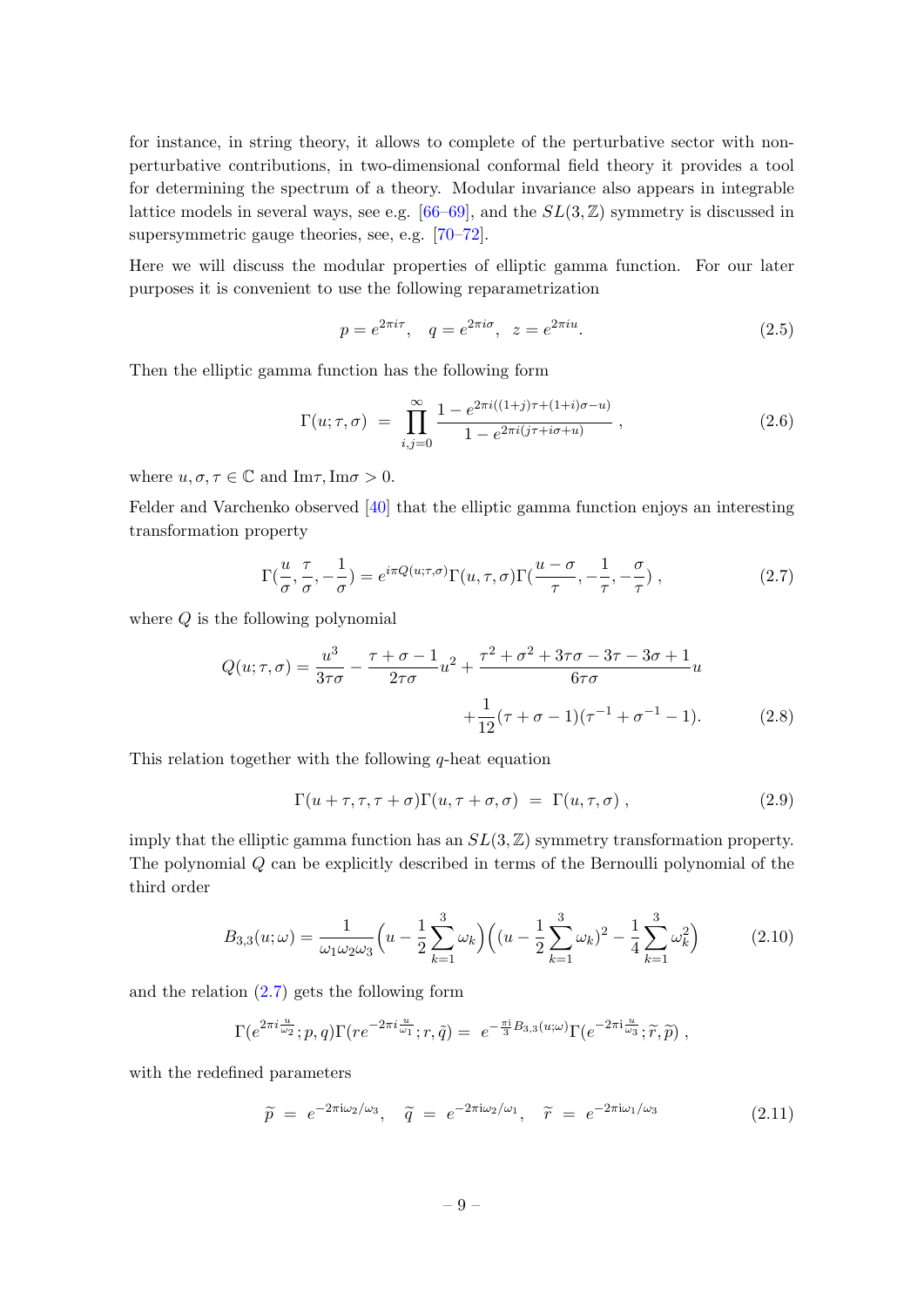for instance, in string theory, it allows to complete of the perturbative sector with non-perturbative contributions, in two-dimensional conformal field theory it provides a tool for determining the spectrum of a theory. Modular invariance also appears in integrable lattice models in several ways, see e.g. [66–69], and the $SL(3,\mathbb{Z})$ symmetry is discussed in supersymmetric gauge theories, see, e.g. [70–72].

Here we will discuss the modular properties of elliptic gamma function. For our later purposes it is convenient to use the following reparametrization

$$p = e^{2\pi i\tau}, \quad q = e^{2\pi i\sigma}, \;\; z = e^{2\pi i u}. \tag{2.5}$$

Then the elliptic gamma function has the following form

$$\Gamma(u;\tau,\sigma) \;=\; \prod_{i,j=0}^{\infty} \frac{1-e^{2\pi i((1+j)\tau+(1+i)\sigma-u)}}{1-e^{2\pi i(j\tau+i\sigma+u)}}\;, \tag{2.6}$$

where $u,\sigma,\tau\in\mathbb{C}$ and $\mathrm{Im}\tau, \mathrm{Im}\sigma > 0$.

Felder and Varchenko observed [40] that the elliptic gamma function enjoys an interesting transformation property

$$\Gamma(\frac{u}{\sigma},\frac{\tau}{\sigma},-\frac{1}{\sigma}) = e^{i\pi Q(u;\tau,\sigma)}\Gamma(u,\tau,\sigma)\Gamma(\frac{u-\sigma}{\tau},-\frac{1}{\tau},-\frac{\sigma}{\tau})\;, \tag{2.7}$$

where $Q$ is the following polynomial

$$\begin{aligned} Q(u;\tau,\sigma) = \frac{u^3}{3\tau\sigma} - \frac{\tau+\sigma-1}{2\tau\sigma}u^2 + \frac{\tau^2+\sigma^2+3\tau\sigma-3\tau-3\sigma+1}{6\tau\sigma}u \\ +\frac{1}{12}(\tau+\sigma-1)(\tau^{-1}+\sigma^{-1}-1). \end{aligned} \tag{2.8}$$

This relation together with the following $q$-heat equation

$$\Gamma(u+\tau,\tau,\tau+\sigma)\Gamma(u,\tau+\sigma,\sigma) \;=\; \Gamma(u,\tau,\sigma)\;, \tag{2.9}$$

imply that the elliptic gamma function has an $SL(3,\mathbb{Z})$ symmetry transformation property. The polynomial $Q$ can be explicitly described in terms of the Bernoulli polynomial of the third order

$$B_{3,3}(u;\omega) = \frac{1}{\omega_1\omega_2\omega_3}\Big(u-\frac{1}{2}\sum_{k=1}^{3}\omega_k\Big)\Big((u-\frac{1}{2}\sum_{k=1}^{3}\omega_k)^2-\frac{1}{4}\sum_{k=1}^{3}\omega_k^2\Big) \tag{2.10}$$

and the relation (2.7) gets the following form

$$\Gamma(e^{2\pi i\frac{u}{\omega_2}};p,q)\Gamma(re^{-2\pi i\frac{u}{\omega_1}};r,\tilde{q}) = \; e^{-\frac{\pi i}{3}B_{3,3}(u;\omega)}\Gamma(e^{-2\pi i\frac{u}{\omega_3}};\widetilde{r},\widetilde{p})\;,$$

with the redefined parameters

$$\widetilde{p} \;=\; e^{-2\pi i\omega_2/\omega_3}, \quad \widetilde{q} \;=\; e^{-2\pi i\omega_2/\omega_1}, \quad \widetilde{r} \;=\; e^{-2\pi i\omega_1/\omega_3} \tag{2.11}$$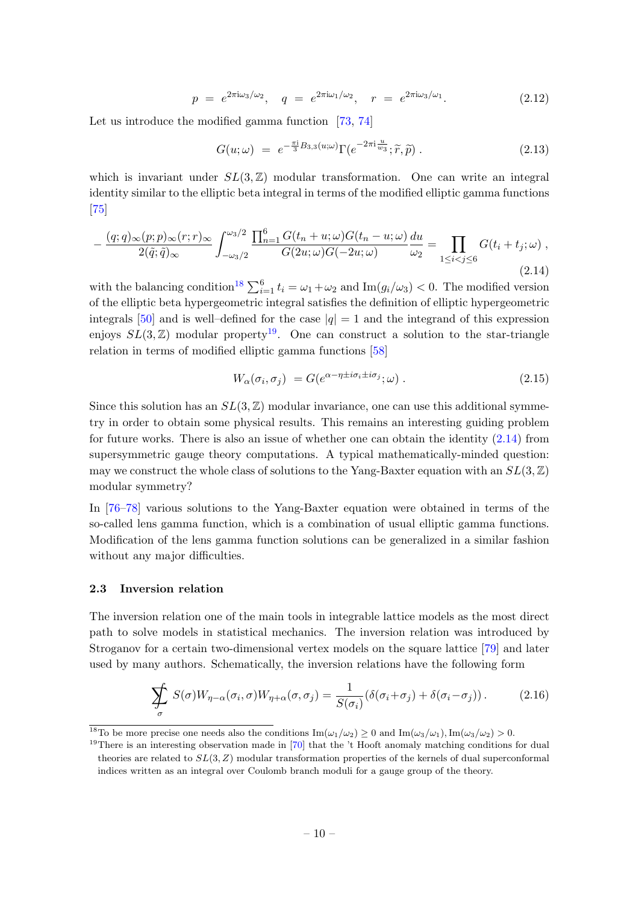$$p = e^{2\pi i\omega_3/\omega_2}, \quad q = e^{2\pi i\omega_1/\omega_2}, \quad r = e^{2\pi i\omega_3/\omega_1}. \tag{2.12}$$

Let us introduce the modified gamma function [73, 74]

$$G(u;\omega) = e^{-\frac{\pi i}{3}B_{3,3}(u;\omega)}\Gamma(e^{-2\pi i\frac{u}{w_3}};\widetilde{r},\widetilde{p}) . \tag{2.13}$$

which is invariant under $SL(3,\mathbb{Z})$ modular transformation. One can write an integral identity similar to the elliptic beta integral in terms of the modified elliptic gamma functions [75]

$$-\frac{(q;q)_\infty(p;p)_\infty(r;r)_\infty}{2(\tilde{q};\tilde{q})_\infty}\int_{-\omega_3/2}^{\omega_3/2}\frac{\prod_{n=1}^6 G(t_n+u;\omega)G(t_n-u;\omega)}{G(2u;\omega)G(-2u;\omega)}\frac{du}{\omega_2} = \prod_{1\leq i<j\leq 6} G(t_i+t_j;\omega) , \tag{2.14}$$

with the balancing condition[18] $\sum_{i=1}^6 t_i = \omega_1+\omega_2$ and $\text{Im}(g_i/\omega_3)<0$. The modified version of the elliptic beta hypergeometric integral satisfies the definition of elliptic hypergeometric integrals [50] and is well–defined for the case $|q|=1$ and the integrand of this expression enjoys $SL(3,\mathbb{Z})$ modular property[19]. One can construct a solution to the star-triangle relation in terms of modified elliptic gamma functions [58]

$$W_\alpha(\sigma_i,\sigma_j) = G(e^{\alpha-\eta\pm i\sigma_i\pm i\sigma_j};\omega) . \tag{2.15}$$

Since this solution has an $SL(3,\mathbb{Z})$ modular invariance, one can use this additional symmetry in order to obtain some physical results. This remains an interesting guiding problem for future works. There is also an issue of whether one can obtain the identity (2.14) from supersymmetric gauge theory computations. A typical mathematically-minded question: may we construct the whole class of solutions to the Yang-Baxter equation with an $SL(3,\mathbb{Z})$ modular symmetry?

In [76–78] various solutions to the Yang-Baxter equation were obtained in terms of the so-called lens gamma function, which is a combination of usual elliptic gamma functions. Modification of the lens gamma function solutions can be generalized in a similar fashion without any major difficulties.

### 2.3 Inversion relation

The inversion relation one of the main tools in integrable lattice models as the most direct path to solve models in statistical mechanics. The inversion relation was introduced by Stroganov for a certain two-dimensional vertex models on the square lattice [79] and later used by many authors. Schematically, the inversion relations have the following form

$$\sum\!\!\!\!\!\!\int_\sigma S(\sigma)W_{\eta-\alpha}(\sigma_i,\sigma)W_{\eta+\alpha}(\sigma,\sigma_j) = \frac{1}{S(\sigma_i)}(\delta(\sigma_i+\sigma_j)+\delta(\sigma_i-\sigma_j)) . \tag{2.16}$$

---

[18] To be more precise one needs also the conditions $\text{Im}(\omega_1/\omega_2)\geq 0$ and $\text{Im}(\omega_3/\omega_1), \text{Im}(\omega_3/\omega_2)>0$.

[19] There is an interesting observation made in [70] that the 't Hooft anomaly matching conditions for dual theories are related to $SL(3,Z)$ modular transformation properties of the kernels of dual superconformal indices written as an integral over Coulomb branch moduli for a gauge group of the theory.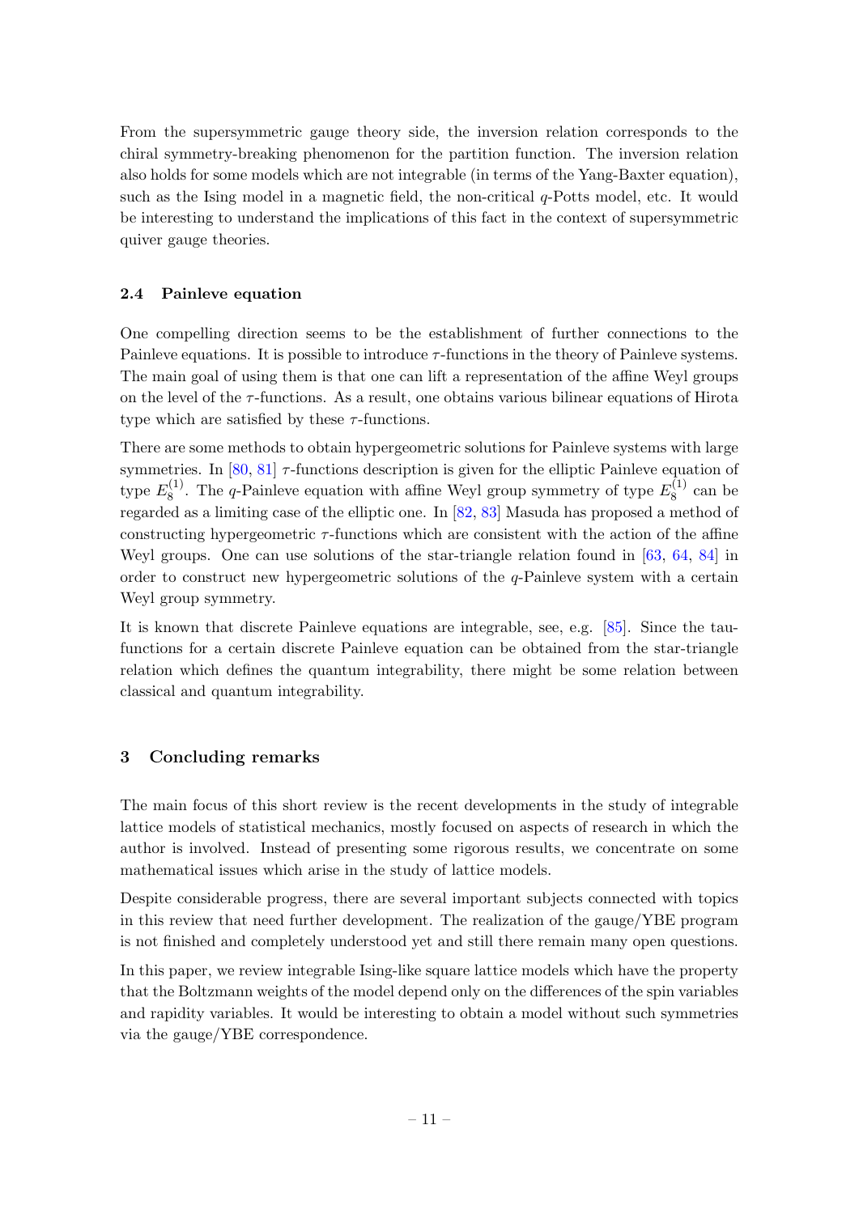From the supersymmetric gauge theory side, the inversion relation corresponds to the chiral symmetry-breaking phenomenon for the partition function. The inversion relation also holds for some models which are not integrable (in terms of the Yang-Baxter equation), such as the Ising model in a magnetic field, the non-critical $q$-Potts model, etc. It would be interesting to understand the implications of this fact in the context of supersymmetric quiver gauge theories.

### 2.4 Painleve equation

One compelling direction seems to be the establishment of further connections to the Painleve equations. It is possible to introduce $\tau$-functions in the theory of Painleve systems. The main goal of using them is that one can lift a representation of the affine Weyl groups on the level of the $\tau$-functions. As a result, one obtains various bilinear equations of Hirota type which are satisfied by these $\tau$-functions.

There are some methods to obtain hypergeometric solutions for Painleve systems with large symmetries. In [80, 81] $\tau$-functions description is given for the elliptic Painleve equation of type $E_8^{(1)}$. The $q$-Painleve equation with affine Weyl group symmetry of type $E_8^{(1)}$ can be regarded as a limiting case of the elliptic one. In [82, 83] Masuda has proposed a method of constructing hypergeometric $\tau$-functions which are consistent with the action of the affine Weyl groups. One can use solutions of the star-triangle relation found in [63, 64, 84] in order to construct new hypergeometric solutions of the $q$-Painleve system with a certain Weyl group symmetry.

It is known that discrete Painleve equations are integrable, see, e.g. [85]. Since the tau-functions for a certain discrete Painleve equation can be obtained from the star-triangle relation which defines the quantum integrability, there might be some relation between classical and quantum integrability.

## 3 Concluding remarks

The main focus of this short review is the recent developments in the study of integrable lattice models of statistical mechanics, mostly focused on aspects of research in which the author is involved. Instead of presenting some rigorous results, we concentrate on some mathematical issues which arise in the study of lattice models.

Despite considerable progress, there are several important subjects connected with topics in this review that need further development. The realization of the gauge/YBE program is not finished and completely understood yet and still there remain many open questions.

In this paper, we review integrable Ising-like square lattice models which have the property that the Boltzmann weights of the model depend only on the differences of the spin variables and rapidity variables. It would be interesting to obtain a model without such symmetries via the gauge/YBE correspondence.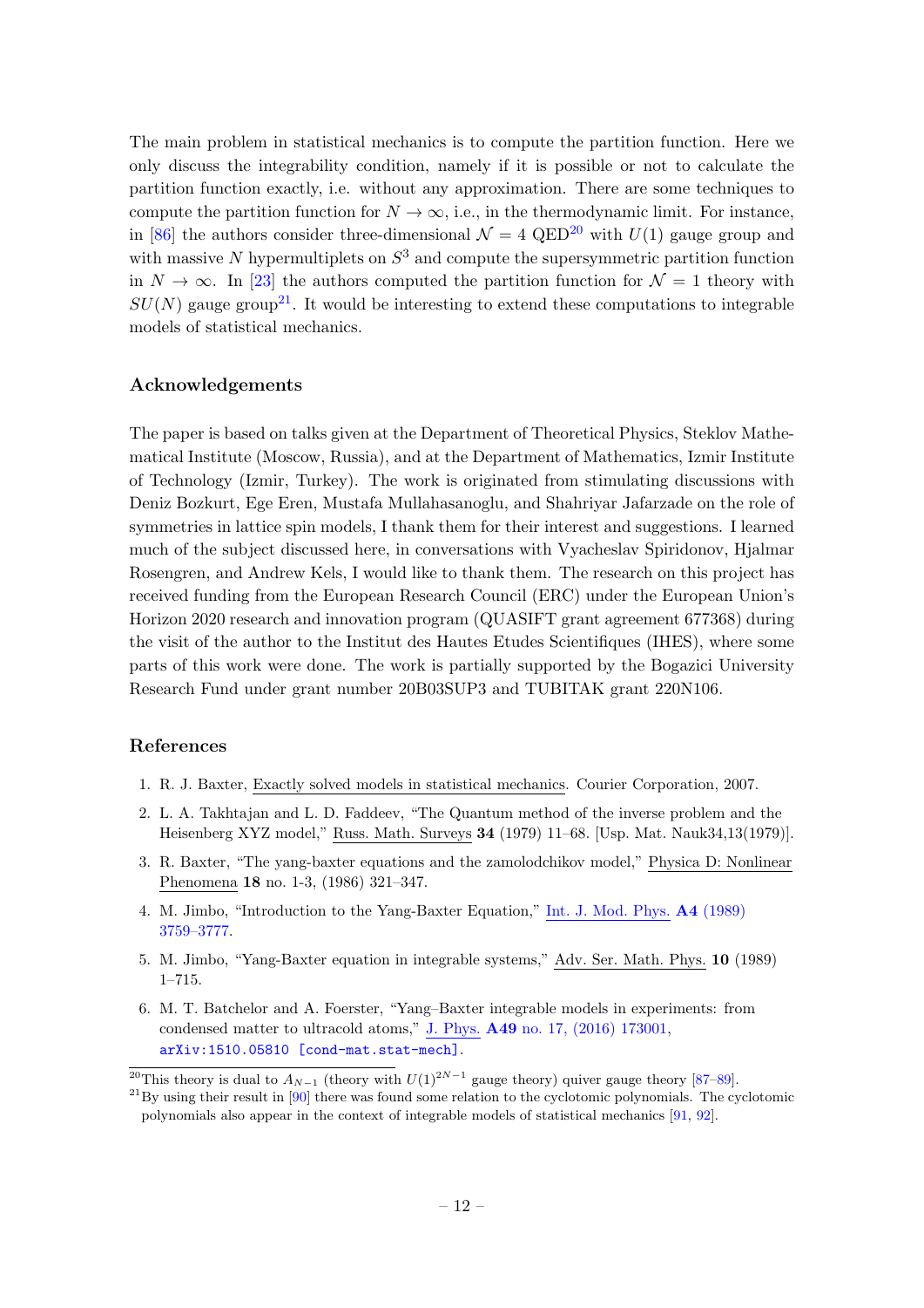The main problem in statistical mechanics is to compute the partition function. Here we only discuss the integrability condition, namely if it is possible or not to calculate the partition function exactly, i.e. without any approximation. There are some techniques to compute the partition function for $N \to \infty$, i.e., in the thermodynamic limit. For instance, in [86] the authors consider three-dimensional $\mathcal{N} = 4$ QED[20] with $U(1)$ gauge group and with massive $N$ hypermultiplets on $S^3$ and compute the supersymmetric partition function in $N \to \infty$. In [23] the authors computed the partition function for $\mathcal{N} = 1$ theory with $SU(N)$ gauge group[21]. It would be interesting to extend these computations to integrable models of statistical mechanics.

## Acknowledgements

The paper is based on talks given at the Department of Theoretical Physics, Steklov Mathematical Institute (Moscow, Russia), and at the Department of Mathematics, Izmir Institute of Technology (Izmir, Turkey). The work is originated from stimulating discussions with Deniz Bozkurt, Ege Eren, Mustafa Mullahasanoglu, and Shahriyar Jafarzade on the role of symmetries in lattice spin models, I thank them for their interest and suggestions. I learned much of the subject discussed here, in conversations with Vyacheslav Spiridonov, Hjalmar Rosengren, and Andrew Kels, I would like to thank them. The research on this project has received funding from the European Research Council (ERC) under the European Union's Horizon 2020 research and innovation program (QUASIFT grant agreement 677368) during the visit of the author to the Institut des Hautes Etudes Scientifiques (IHES), where some parts of this work were done. The work is partially supported by the Bogazici University Research Fund under grant number 20B03SUP3 and TUBITAK grant 220N106.

## References

1. R. J. Baxter, Exactly solved models in statistical mechanics. Courier Corporation, 2007.
2. L. A. Takhtajan and L. D. Faddeev, "The Quantum method of the inverse problem and the Heisenberg XYZ model," Russ. Math. Surveys **34** (1979) 11–68. [Usp. Mat. Nauk34,13(1979)].
3. R. Baxter, "The yang-baxter equations and the zamolodchikov model," Physica D: Nonlinear Phenomena **18** no. 1-3, (1986) 321–347.
4. M. Jimbo, "Introduction to the Yang-Baxter Equation," Int. J. Mod. Phys. **A4** (1989) 3759–3777.
5. M. Jimbo, "Yang-Baxter equation in integrable systems," Adv. Ser. Math. Phys. **10** (1989) 1–715.
6. M. T. Batchelor and A. Foerster, "Yang–Baxter integrable models in experiments: from condensed matter to ultracold atoms," J. Phys. **A49** no. 17, (2016) 173001, arXiv:1510.05810 [cond-mat.stat-mech].

---

[20] This theory is dual to $A_{N-1}$ (theory with $U(1)^{2N-1}$ gauge theory) quiver gauge theory [87–89].

[21] By using their result in [90] there was found some relation to the cyclotomic polynomials. The cyclotomic polynomials also appear in the context of integrable models of statistical mechanics [91, 92].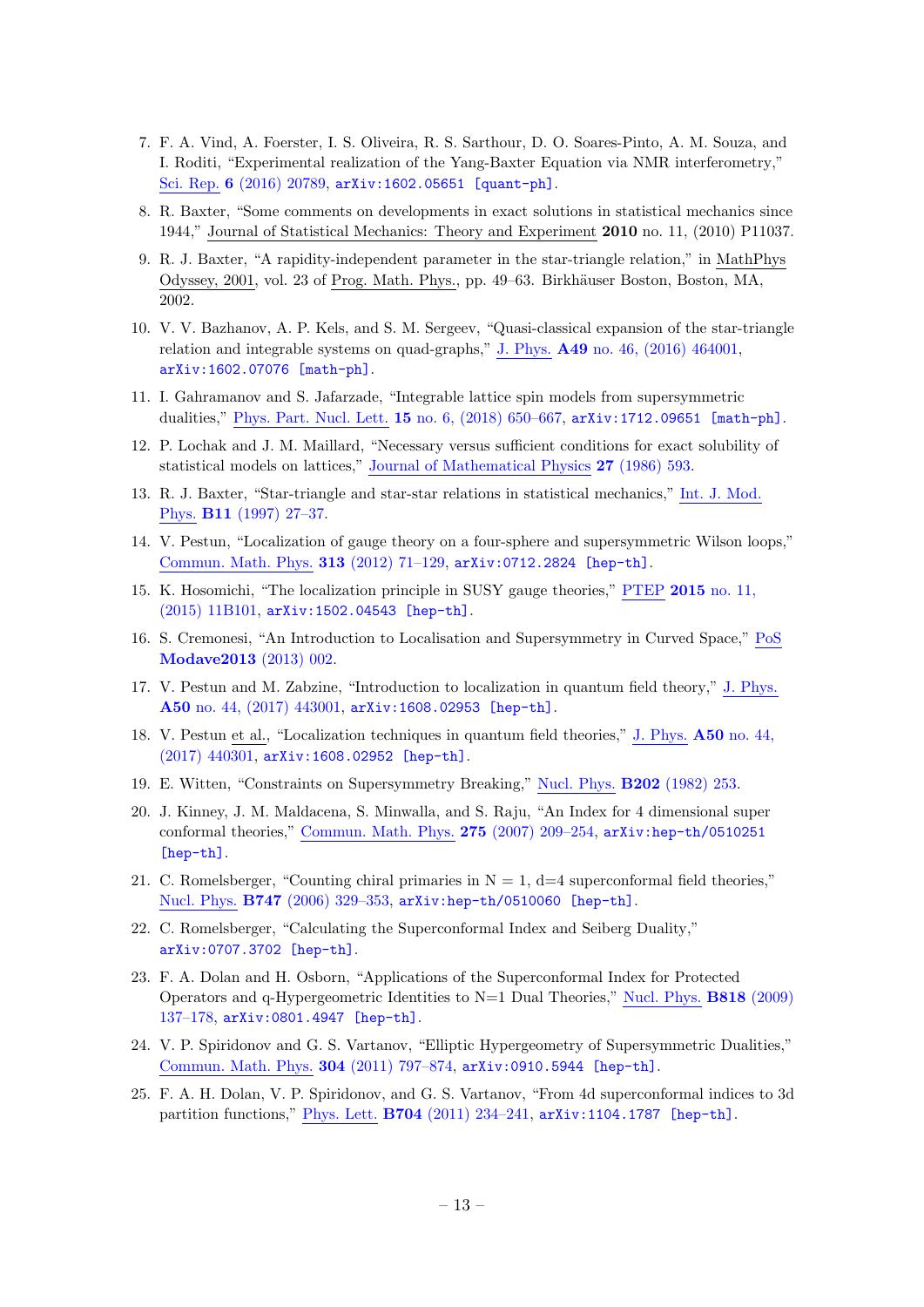7. F. A. Vind, A. Foerster, I. S. Oliveira, R. S. Sarthour, D. O. Soares-Pinto, A. M. Souza, and I. Roditi, "Experimental realization of the Yang-Baxter Equation via NMR interferometry," Sci. Rep. **6** (2016) 20789, arXiv:1602.05651 [quant-ph].

8. R. Baxter, "Some comments on developments in exact solutions in statistical mechanics since 1944," Journal of Statistical Mechanics: Theory and Experiment **2010** no. 11, (2010) P11037.

9. R. J. Baxter, "A rapidity-independent parameter in the star-triangle relation," in MathPhys Odyssey, 2001, vol. 23 of Prog. Math. Phys., pp. 49–63. Birkhäuser Boston, Boston, MA, 2002.

10. V. V. Bazhanov, A. P. Kels, and S. M. Sergeev, "Quasi-classical expansion of the star-triangle relation and integrable systems on quad-graphs," J. Phys. **A49** no. 46, (2016) 464001, arXiv:1602.07076 [math-ph].

11. I. Gahramanov and S. Jafarzade, "Integrable lattice spin models from supersymmetric dualities," Phys. Part. Nucl. Lett. **15** no. 6, (2018) 650–667, arXiv:1712.09651 [math-ph].

12. P. Lochak and J. M. Maillard, "Necessary versus sufficient conditions for exact solubility of statistical models on lattices," Journal of Mathematical Physics **27** (1986) 593.

13. R. J. Baxter, "Star-triangle and star-star relations in statistical mechanics," Int. J. Mod. Phys. **B11** (1997) 27–37.

14. V. Pestun, "Localization of gauge theory on a four-sphere and supersymmetric Wilson loops," Commun. Math. Phys. **313** (2012) 71–129, arXiv:0712.2824 [hep-th].

15. K. Hosomichi, "The localization principle in SUSY gauge theories," PTEP **2015** no. 11, (2015) 11B101, arXiv:1502.04543 [hep-th].

16. S. Cremonesi, "An Introduction to Localisation and Supersymmetry in Curved Space," PoS **Modave2013** (2013) 002.

17. V. Pestun and M. Zabzine, "Introduction to localization in quantum field theory," J. Phys. **A50** no. 44, (2017) 443001, arXiv:1608.02953 [hep-th].

18. V. Pestun et al., "Localization techniques in quantum field theories," J. Phys. **A50** no. 44, (2017) 440301, arXiv:1608.02952 [hep-th].

19. E. Witten, "Constraints on Supersymmetry Breaking," Nucl. Phys. **B202** (1982) 253.

20. J. Kinney, J. M. Maldacena, S. Minwalla, and S. Raju, "An Index for 4 dimensional super conformal theories," Commun. Math. Phys. **275** (2007) 209–254, arXiv:hep-th/0510251 [hep-th].

21. C. Romelsberger, "Counting chiral primaries in N = 1, d=4 superconformal field theories," Nucl. Phys. **B747** (2006) 329–353, arXiv:hep-th/0510060 [hep-th].

22. C. Romelsberger, "Calculating the Superconformal Index and Seiberg Duality," arXiv:0707.3702 [hep-th].

23. F. A. Dolan and H. Osborn, "Applications of the Superconformal Index for Protected Operators and q-Hypergeometric Identities to N=1 Dual Theories," Nucl. Phys. **B818** (2009) 137–178, arXiv:0801.4947 [hep-th].

24. V. P. Spiridonov and G. S. Vartanov, "Elliptic Hypergeometry of Supersymmetric Dualities," Commun. Math. Phys. **304** (2011) 797–874, arXiv:0910.5944 [hep-th].

25. F. A. H. Dolan, V. P. Spiridonov, and G. S. Vartanov, "From 4d superconformal indices to 3d partition functions," Phys. Lett. **B704** (2011) 234–241, arXiv:1104.1787 [hep-th].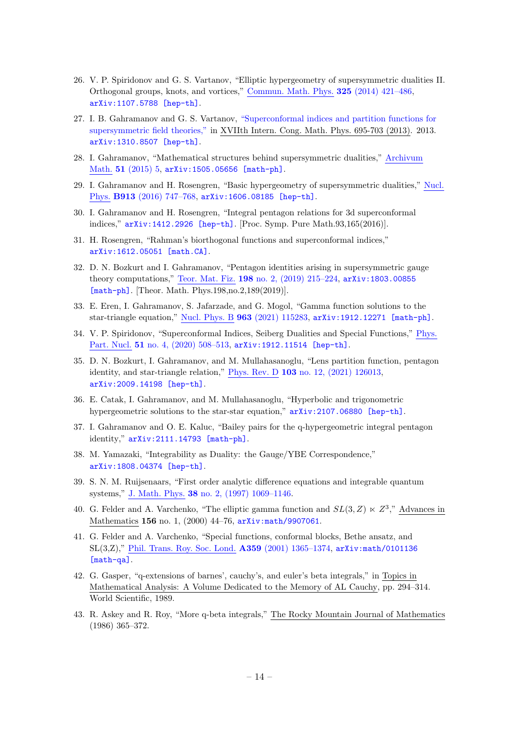26. V. P. Spiridonov and G. S. Vartanov, "Elliptic hypergeometry of supersymmetric dualities II. Orthogonal groups, knots, and vortices," Commun. Math. Phys. **325** (2014) 421–486, arXiv:1107.5788 [hep-th].

27. I. B. Gahramanov and G. S. Vartanov, "Superconformal indices and partition functions for supersymmetric field theories," in XVIIth Intern. Cong. Math. Phys. 695-703 (2013). 2013. arXiv:1310.8507 [hep-th].

28. I. Gahramanov, "Mathematical structures behind supersymmetric dualities," Archivum Math. **51** (2015) 5, arXiv:1505.05656 [math-ph].

29. I. Gahramanov and H. Rosengren, "Basic hypergeometry of supersymmetric dualities," Nucl. Phys. **B913** (2016) 747–768, arXiv:1606.08185 [hep-th].

30. I. Gahramanov and H. Rosengren, "Integral pentagon relations for 3d superconformal indices," arXiv:1412.2926 [hep-th]. [Proc. Symp. Pure Math.93,165(2016)].

31. H. Rosengren, "Rahman's biorthogonal functions and superconformal indices," arXiv:1612.05051 [math.CA].

32. D. N. Bozkurt and I. Gahramanov, "Pentagon identities arising in supersymmetric gauge theory computations," Teor. Mat. Fiz. **198** no. 2, (2019) 215–224, arXiv:1803.00855 [math-ph]. [Theor. Math. Phys.198,no.2,189(2019)].

33. E. Eren, I. Gahramanov, S. Jafarzade, and G. Mogol, "Gamma function solutions to the star-triangle equation," Nucl. Phys. B **963** (2021) 115283, arXiv:1912.12271 [math-ph].

34. V. P. Spiridonov, "Superconformal Indices, Seiberg Dualities and Special Functions," Phys. Part. Nucl. **51** no. 4, (2020) 508–513, arXiv:1912.11514 [hep-th].

35. D. N. Bozkurt, I. Gahramanov, and M. Mullahasanoglu, "Lens partition function, pentagon identity, and star-triangle relation," Phys. Rev. D **103** no. 12, (2021) 126013, arXiv:2009.14198 [hep-th].

36. E. Catak, I. Gahramanov, and M. Mullahasanoglu, "Hyperbolic and trigonometric hypergeometric solutions to the star-star equation," arXiv:2107.06880 [hep-th].

37. I. Gahramanov and O. E. Kaluc, "Bailey pairs for the q-hypergeometric integral pentagon identity," arXiv:2111.14793 [math-ph].

38. M. Yamazaki, "Integrability as Duality: the Gauge/YBE Correspondence," arXiv:1808.04374 [hep-th].

39. S. N. M. Ruijsenaars, "First order analytic difference equations and integrable quantum systems," J. Math. Phys. **38** no. 2, (1997) 1069–1146.

40. G. Felder and A. Varchenko, "The elliptic gamma function and $SL(3, Z) \ltimes Z^3$," Advances in Mathematics **156** no. 1, (2000) 44–76, arXiv:math/9907061.

41. G. Felder and A. Varchenko, "Special functions, conformal blocks, Bethe ansatz, and SL(3,Z)," Phil. Trans. Roy. Soc. Lond. **A359** (2001) 1365–1374, arXiv:math/0101136 [math-qa].

42. G. Gasper, "q-extensions of barnes', cauchy's, and euler's beta integrals," in Topics in Mathematical Analysis: A Volume Dedicated to the Memory of AL Cauchy, pp. 294–314. World Scientific, 1989.

43. R. Askey and R. Roy, "More q-beta integrals," The Rocky Mountain Journal of Mathematics (1986) 365–372.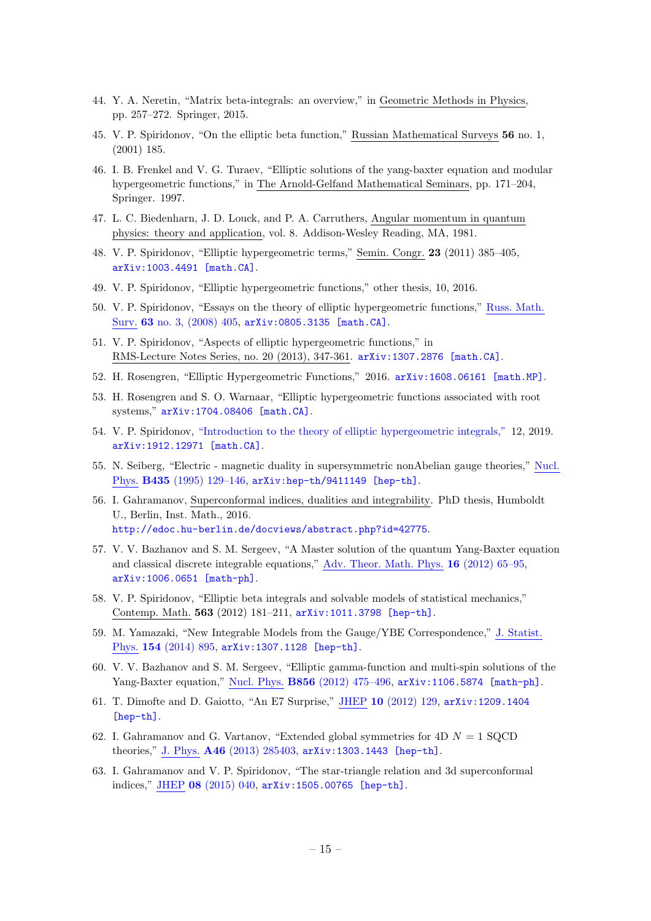44. Y. A. Neretin, “Matrix beta-integrals: an overview,” in Geometric Methods in Physics, pp. 257–272. Springer, 2015.

45. V. P. Spiridonov, “On the elliptic beta function,” Russian Mathematical Surveys **56** no. 1, (2001) 185.

46. I. B. Frenkel and V. G. Turaev, “Elliptic solutions of the yang-baxter equation and modular hypergeometric functions,” in The Arnold-Gelfand Mathematical Seminars, pp. 171–204, Springer. 1997.

47. L. C. Biedenharn, J. D. Louck, and P. A. Carruthers, Angular momentum in quantum physics: theory and application, vol. 8. Addison-Wesley Reading, MA, 1981.

48. V. P. Spiridonov, “Elliptic hypergeometric terms,” Semin. Congr. **23** (2011) 385–405, arXiv:1003.4491 [math.CA].

49. V. P. Spiridonov, “Elliptic hypergeometric functions,” other thesis, 10, 2016.

50. V. P. Spiridonov, “Essays on the theory of elliptic hypergeometric functions,” Russ. Math. Surv. **63** no. 3, (2008) 405, arXiv:0805.3135 [math.CA].

51. V. P. Spiridonov, “Aspects of elliptic hypergeometric functions,” in RMS-Lecture Notes Series, no. 20 (2013), 347-361. arXiv:1307.2876 [math.CA].

52. H. Rosengren, “Elliptic Hypergeometric Functions,” 2016. arXiv:1608.06161 [math.MP].

53. H. Rosengren and S. O. Warnaar, “Elliptic hypergeometric functions associated with root systems,” arXiv:1704.08406 [math.CA].

54. V. P. Spiridonov, “Introduction to the theory of elliptic hypergeometric integrals,” 12, 2019. arXiv:1912.12971 [math.CA].

55. N. Seiberg, “Electric - magnetic duality in supersymmetric nonAbelian gauge theories,” Nucl. Phys. **B435** (1995) 129–146, arXiv:hep-th/9411149 [hep-th].

56. I. Gahramanov, Superconformal indices, dualities and integrability. PhD thesis, Humboldt U., Berlin, Inst. Math., 2016. http://edoc.hu-berlin.de/docviews/abstract.php?id=42775.

57. V. V. Bazhanov and S. M. Sergeev, “A Master solution of the quantum Yang-Baxter equation and classical discrete integrable equations,” Adv. Theor. Math. Phys. **16** (2012) 65–95, arXiv:1006.0651 [math-ph].

58. V. P. Spiridonov, “Elliptic beta integrals and solvable models of statistical mechanics,” Contemp. Math. **563** (2012) 181–211, arXiv:1011.3798 [hep-th].

59. M. Yamazaki, “New Integrable Models from the Gauge/YBE Correspondence,” J. Statist. Phys. **154** (2014) 895, arXiv:1307.1128 [hep-th].

60. V. V. Bazhanov and S. M. Sergeev, “Elliptic gamma-function and multi-spin solutions of the Yang-Baxter equation,” Nucl. Phys. **B856** (2012) 475–496, arXiv:1106.5874 [math-ph].

61. T. Dimofte and D. Gaiotto, “An E7 Surprise,” JHEP **10** (2012) 129, arXiv:1209.1404 [hep-th].

62. I. Gahramanov and G. Vartanov, “Extended global symmetries for 4D $N = 1$ SQCD theories,” J. Phys. **A46** (2013) 285403, arXiv:1303.1443 [hep-th].

63. I. Gahramanov and V. P. Spiridonov, “The star-triangle relation and 3d superconformal indices,” JHEP **08** (2015) 040, arXiv:1505.00765 [hep-th].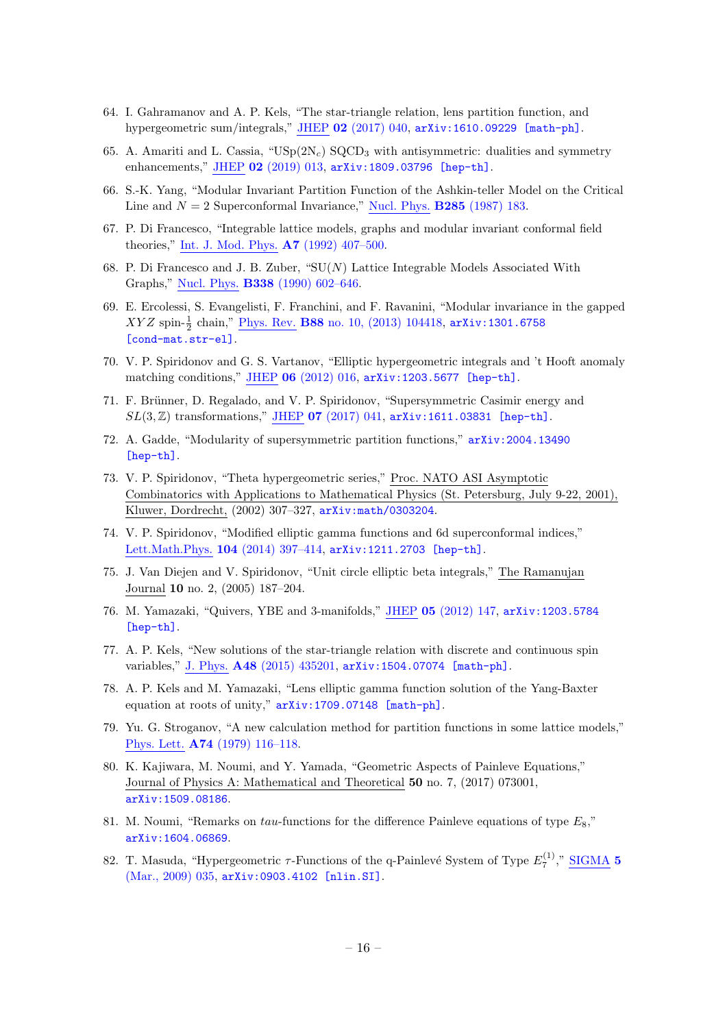64. I. Gahramanov and A. P. Kels, "The star-triangle relation, lens partition function, and hypergeometric sum/integrals," JHEP **02** (2017) 040, arXiv:1610.09229 [math-ph].

65. A. Amariti and L. Cassia, "USp(2N$_c$) SQCD$_3$ with antisymmetric: dualities and symmetry enhancements," JHEP **02** (2019) 013, arXiv:1809.03796 [hep-th].

66. S.-K. Yang, "Modular Invariant Partition Function of the Ashkin-teller Model on the Critical Line and $N = 2$ Superconformal Invariance," Nucl. Phys. **B285** (1987) 183.

67. P. Di Francesco, "Integrable lattice models, graphs and modular invariant conformal field theories," Int. J. Mod. Phys. **A7** (1992) 407–500.

68. P. Di Francesco and J. B. Zuber, "SU($N$) Lattice Integrable Models Associated With Graphs," Nucl. Phys. **B338** (1990) 602–646.

69. E. Ercolessi, S. Evangelisti, F. Franchini, and F. Ravanini, "Modular invariance in the gapped $XYZ$ spin-$\frac{1}{2}$ chain," Phys. Rev. **B88** no. 10, (2013) 104418, arXiv:1301.6758 [cond-mat.str-el].

70. V. P. Spiridonov and G. S. Vartanov, "Elliptic hypergeometric integrals and 't Hooft anomaly matching conditions," JHEP **06** (2012) 016, arXiv:1203.5677 [hep-th].

71. F. Brünner, D. Regalado, and V. P. Spiridonov, "Supersymmetric Casimir energy and $SL(3,\mathbb{Z})$ transformations," JHEP **07** (2017) 041, arXiv:1611.03831 [hep-th].

72. A. Gadde, "Modularity of supersymmetric partition functions," arXiv:2004.13490 [hep-th].

73. V. P. Spiridonov, "Theta hypergeometric series," Proc. NATO ASI Asymptotic Combinatorics with Applications to Mathematical Physics (St. Petersburg, July 9-22, 2001), Kluwer, Dordrecht, (2002) 307–327, arXiv:math/0303204.

74. V. P. Spiridonov, "Modified elliptic gamma functions and 6d superconformal indices," Lett.Math.Phys. **104** (2014) 397–414, arXiv:1211.2703 [hep-th].

75. J. Van Diejen and V. Spiridonov, "Unit circle elliptic beta integrals," The Ramanujan Journal **10** no. 2, (2005) 187–204.

76. M. Yamazaki, "Quivers, YBE and 3-manifolds," JHEP **05** (2012) 147, arXiv:1203.5784 [hep-th].

77. A. P. Kels, "New solutions of the star-triangle relation with discrete and continuous spin variables," J. Phys. **A48** (2015) 435201, arXiv:1504.07074 [math-ph].

78. A. P. Kels and M. Yamazaki, "Lens elliptic gamma function solution of the Yang-Baxter equation at roots of unity," arXiv:1709.07148 [math-ph].

79. Yu. G. Stroganov, "A new calculation method for partition functions in some lattice models," Phys. Lett. **A74** (1979) 116–118.

80. K. Kajiwara, M. Noumi, and Y. Yamada, "Geometric Aspects of Painleve Equations," Journal of Physics A: Mathematical and Theoretical **50** no. 7, (2017) 073001, arXiv:1509.08186.

81. M. Noumi, "Remarks on $tau$-functions for the difference Painleve equations of type $E_8$," arXiv:1604.06869.

82. T. Masuda, "Hypergeometric $\tau$-Functions of the q-Painlevé System of Type $E_7^{(1)}$," SIGMA **5** (Mar., 2009) 035, arXiv:0903.4102 [nlin.SI].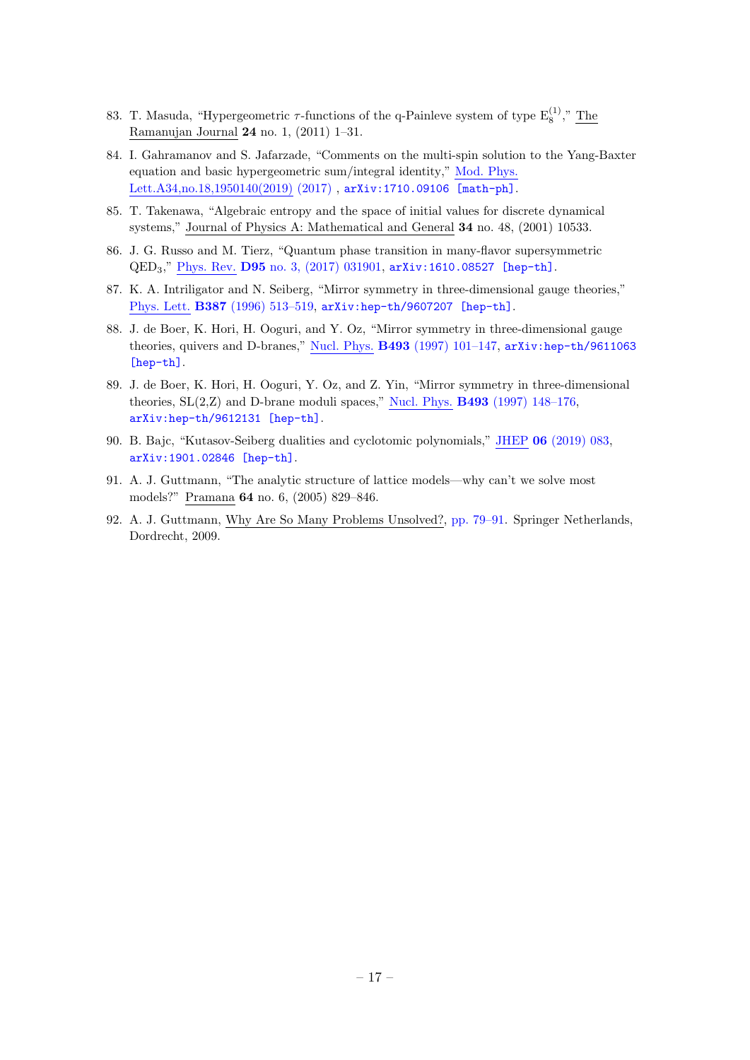83. T. Masuda, "Hypergeometric $\tau$-functions of the q-Painleve system of type $E_8^{(1)}$," The Ramanujan Journal **24** no. 1, (2011) 1–31.

84. I. Gahramanov and S. Jafarzade, "Comments on the multi-spin solution to the Yang-Baxter equation and basic hypergeometric sum/integral identity," Mod. Phys. Lett.A34,no.18,1950140(2019) (2017) , arXiv:1710.09106 [math-ph].

85. T. Takenawa, "Algebraic entropy and the space of initial values for discrete dynamical systems," Journal of Physics A: Mathematical and General **34** no. 48, (2001) 10533.

86. J. G. Russo and M. Tierz, "Quantum phase transition in many-flavor supersymmetric $QED_3$," Phys. Rev. **D95** no. 3, (2017) 031901, arXiv:1610.08527 [hep-th].

87. K. A. Intriligator and N. Seiberg, "Mirror symmetry in three-dimensional gauge theories," Phys. Lett. **B387** (1996) 513–519, arXiv:hep-th/9607207 [hep-th].

88. J. de Boer, K. Hori, H. Ooguri, and Y. Oz, "Mirror symmetry in three-dimensional gauge theories, quivers and D-branes," Nucl. Phys. **B493** (1997) 101–147, arXiv:hep-th/9611063 [hep-th].

89. J. de Boer, K. Hori, H. Ooguri, Y. Oz, and Z. Yin, "Mirror symmetry in three-dimensional theories, SL(2,Z) and D-brane moduli spaces," Nucl. Phys. **B493** (1997) 148–176, arXiv:hep-th/9612131 [hep-th].

90. B. Bajc, "Kutasov-Seiberg dualities and cyclotomic polynomials," JHEP **06** (2019) 083, arXiv:1901.02846 [hep-th].

91. A. J. Guttmann, "The analytic structure of lattice models—why can't we solve most models?" Pramana **64** no. 6, (2005) 829–846.

92. A. J. Guttmann, Why Are So Many Problems Unsolved?, pp. 79–91. Springer Netherlands, Dordrecht, 2009.